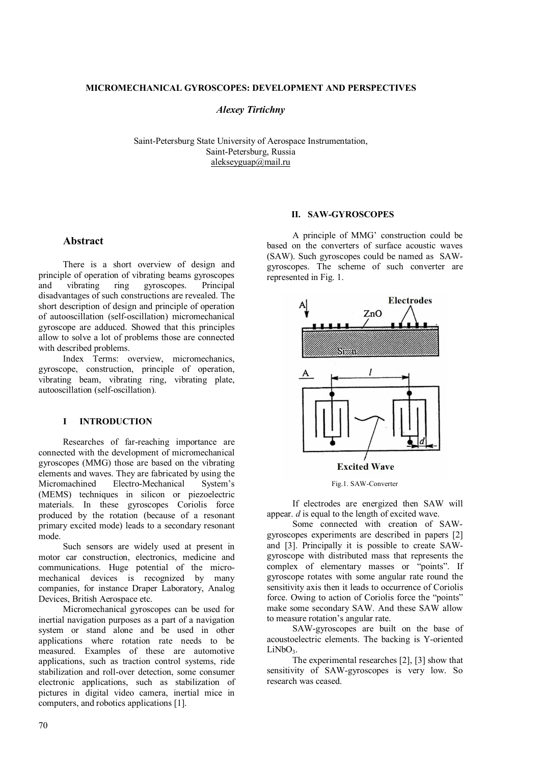# MICROMECHANICAL GYROSCOPES: DEVELOPMENT AND PERSPECTIVES

*Alexey Tirtichny*

Saint-Petersburg State University of Aerospace Instrumentation,
Saint-Petersburg, Russia
alekseyguap@mail.ru

## Abstract

There is a short overview of design and principle of operation of vibrating beams gyroscopes and vibrating ring gyroscopes. Principal disadvantages of such constructions are revealed. The short description of design and principle of operation of autooscillation (self-oscillation) micromechanical gyroscope are adduced. Showed that this principles allow to solve a lot of problems those are connected with described problems.

Index Terms: overview, micromechanics, gyroscope, construction, principle of operation, vibrating beam, vibrating ring, vibrating plate, autooscillation (self-oscillation).

## I INTRODUCTION

Researches of far-reaching importance are connected with the development of micromechanical gyroscopes (MMG) those are based on the vibrating elements and waves. They are fabricated by using the Micromachined Electro-Mechanical System's (MEMS) techniques in silicon or piezoelectric materials. In these gyroscopes Coriolis force produced by the rotation (because of a resonant primary excited mode) leads to a secondary resonant mode.

Such sensors are widely used at present in motor car construction, electronics, medicine and communications. Huge potential of the micro-mechanical devices is recognized by many companies, for instance Draper Laboratory, Analog Devices, British Aerospace etc.

Micromechanical gyroscopes can be used for inertial navigation purposes as a part of a navigation system or stand alone and be used in other applications where rotation rate needs to be measured. Examples of these are automotive applications, such as traction control systems, ride stabilization and roll-over detection, some consumer electronic applications, such as stabilization of pictures in digital video camera, inertial mice in computers, and robotics applications [1].

## II. SAW-GYROSCOPES

A principle of MMG' construction could be based on the converters of surface acoustic waves (SAW). Such gyroscopes could be named as SAW-gyroscopes. The scheme of such converter are represented in Fig. 1.

Fig.1. SAW-Converter

If electrodes are energized then SAW will appear. *d* is equal to the length of excited wave.

Some connected with creation of SAW-gyroscopes experiments are described in papers [2] and [3]. Principally it is possible to create SAW-gyroscope with distributed mass that represents the complex of elementary masses or "points". If gyroscope rotates with some angular rate round the sensitivity axis then it leads to occurrence of Coriolis force. Owing to action of Coriolis force the "points" make some secondary SAW. And these SAW allow to measure rotation's angular rate.

SAW-gyroscopes are built on the base of acoustoelectric elements. The backing is Y-oriented $LiNbO_3$.

The experimental researches [2], [3] show that sensitivity of SAW-gyroscopes is very low. So research was ceased.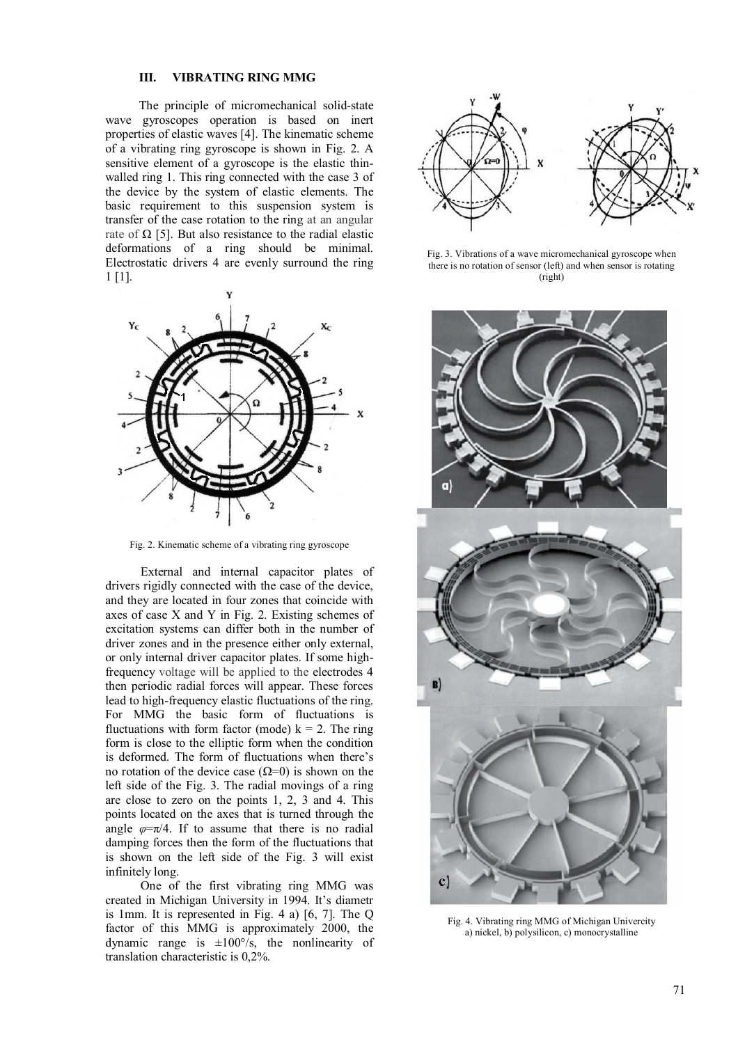### III. VIBRATING RING MMG

The principle of micromechanical solid-state wave gyroscopes operation is based on inert properties of elastic waves [4]. The kinematic scheme of a vibrating ring gyroscope is shown in Fig. 2. A sensitive element of a gyroscope is the elastic thin-walled ring 1. This ring connected with the case 3 of the device by the system of elastic elements. The basic requirement to this suspension system is transfer of the case rotation to the ring at an angular rate of $\Omega$ [5]. But also resistance to the radial elastic deformations of a ring should be minimal. Electrostatic drivers 4 are evenly surround the ring 1 [1].

Fig. 2. Kinematic scheme of a vibrating ring gyroscope

External and internal capacitor plates of drivers rigidly connected with the case of the device, and they are located in four zones that coincide with axes of case X and Y in Fig. 2. Existing schemes of excitation systems can differ both in the number of driver zones and in the presence either only external, or only internal driver capacitor plates. If some high-frequency voltage will be applied to the electrodes 4 then periodic radial forces will appear. These forces lead to high-frequency elastic fluctuations of the ring. For MMG the basic form of fluctuations is fluctuations with form factor (mode) $k = 2$. The ring form is close to the elliptic form when the condition is deformed. The form of fluctuations when there's no rotation of the device case ($\Omega$=0) is shown on the left side of the Fig. 3. The radial movings of a ring are close to zero on the points 1, 2, 3 and 4. This points located on the axes that is turned through the angle $\varphi=\pi/4$. If to assume that there is no radial damping forces then the form of the fluctuations that is shown on the left side of the Fig. 3 will exist infinitely long.

One of the first vibrating ring MMG was created in Michigan University in 1994. It's diametr is 1mm. It is represented in Fig. 4 a) [6, 7]. The Q factor of this MMG is approximately 2000, the dynamic range is ±100°/s, the nonlinearity of translation characteristic is 0,2%.

Fig. 3. Vibrations of a wave micromechanical gyroscope when there is no rotation of sensor (left) and when sensor is rotating (right)

Fig. 4. Vibrating ring MMG of Michigan Univercity a) nickel, b) polysilicon, c) monocrystalline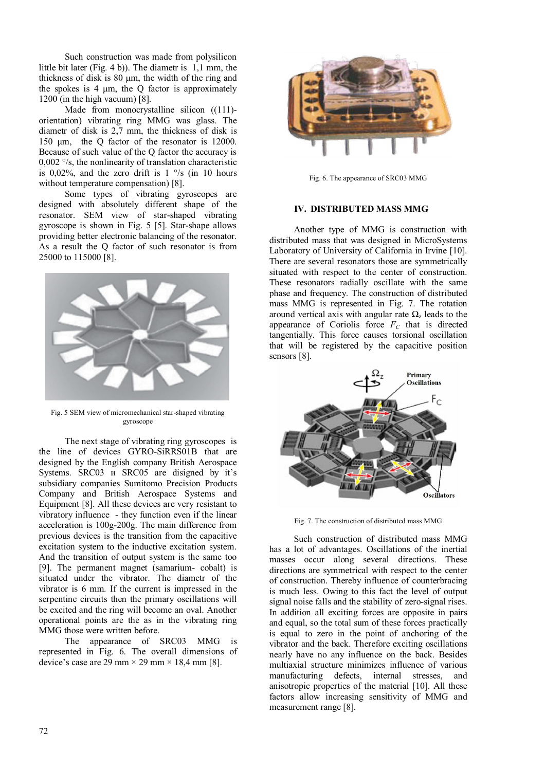Such construction was made from polysilicon little bit later (Fig. 4 b)). The diametr is 1,1 mm, the thickness of disk is 80 µm, the width of the ring and the spokes is 4 µm, the Q factor is approximately 1200 (in the high vacuum) [8].

Made from monocrystalline silicon ((111)-orientation) vibrating ring MMG was glass. The diametr of disk is 2,7 mm, the thickness of disk is 150 µm, the Q factor of the resonator is 12000. Because of such value of the Q factor the accuracy is 0,002 °/s, the nonlinearity of translation characteristic is 0,02%, and the zero drift is 1 °/s (in 10 hours without temperature compensation) [8].

Some types of vibrating gyroscopes are designed with absolutely different shape of the resonator. SEM view of star-shaped vibrating gyroscope is shown in Fig. 5 [5]. Star-shape allows providing better electronic balancing of the resonator. As a result the Q factor of such resonator is from 25000 to 115000 [8].

Fig. 5 SEM view of micromechanical star-shaped vibrating gyroscope

The next stage of vibrating ring gyroscopes is the line of devices GYRO-SiRRS01B that are designed by the English company British Aerospace Systems. SRC03 и SRC05 are disigned by it's subsidiary companies Sumitomo Precision Products Company and British Aerospace Systems and Equipment [8]. All these devices are very resistant to vibratory influence - they function even if the linear acceleration is 100g-200g. The main difference from previous devices is the transition from the capacitive excitation system to the inductive excitation system. And the transition of output system is the same too [9]. The permanent magnet (samarium- cobalt) is situated under the vibrator. The diametr of the vibrator is 6 mm. If the current is impressed in the serpentine circuits then the primary oscillations will be excited and the ring will become an oval. Another operational points are the as in the vibrating ring MMG those were written before.

The appearance of SRC03 MMG is represented in Fig. 6. The overall dimensions of device's case are 29 mm × 29 mm × 18,4 mm [8].

Fig. 6. The appearance of SRC03 MMG

## IV. DISTRIBUTED MASS MMG

Another type of MMG is construction with distributed mass that was designed in MicroSystems Laboratory of University of California in Irvine [10]. There are several resonators those are symmetrically situated with respect to the center of construction. These resonators radially oscillate with the same phase and frequency. The construction of distributed mass MMG is represented in Fig. 7. The rotation around vertical axis with angular rate $\Omega_z$ leads to the appearance of Coriolis force $F_C$ that is directed tangentially. This force causes torsional oscillation that will be registered by the capacitive position sensors [8].

Fig. 7. The construction of distributed mass MMG

Such construction of distributed mass MMG has a lot of advantages. Oscillations of the inertial masses occur along several directions. These directions are symmetrical with respect to the center of construction. Thereby influence of counterbracing is much less. Owing to this fact the level of output signal noise falls and the stability of zero-signal rises. In addition all exciting forces are opposite in pairs and equal, so the total sum of these forces practically is equal to zero in the point of anchoring of the vibrator and the back. Therefore exciting oscillations nearly have no any influence on the back. Besides multiaxial structure minimizes influence of various manufacturing defects, internal stresses, and anisotropic properties of the material [10]. All these factors allow increasing sensitivity of MMG and measurement range [8].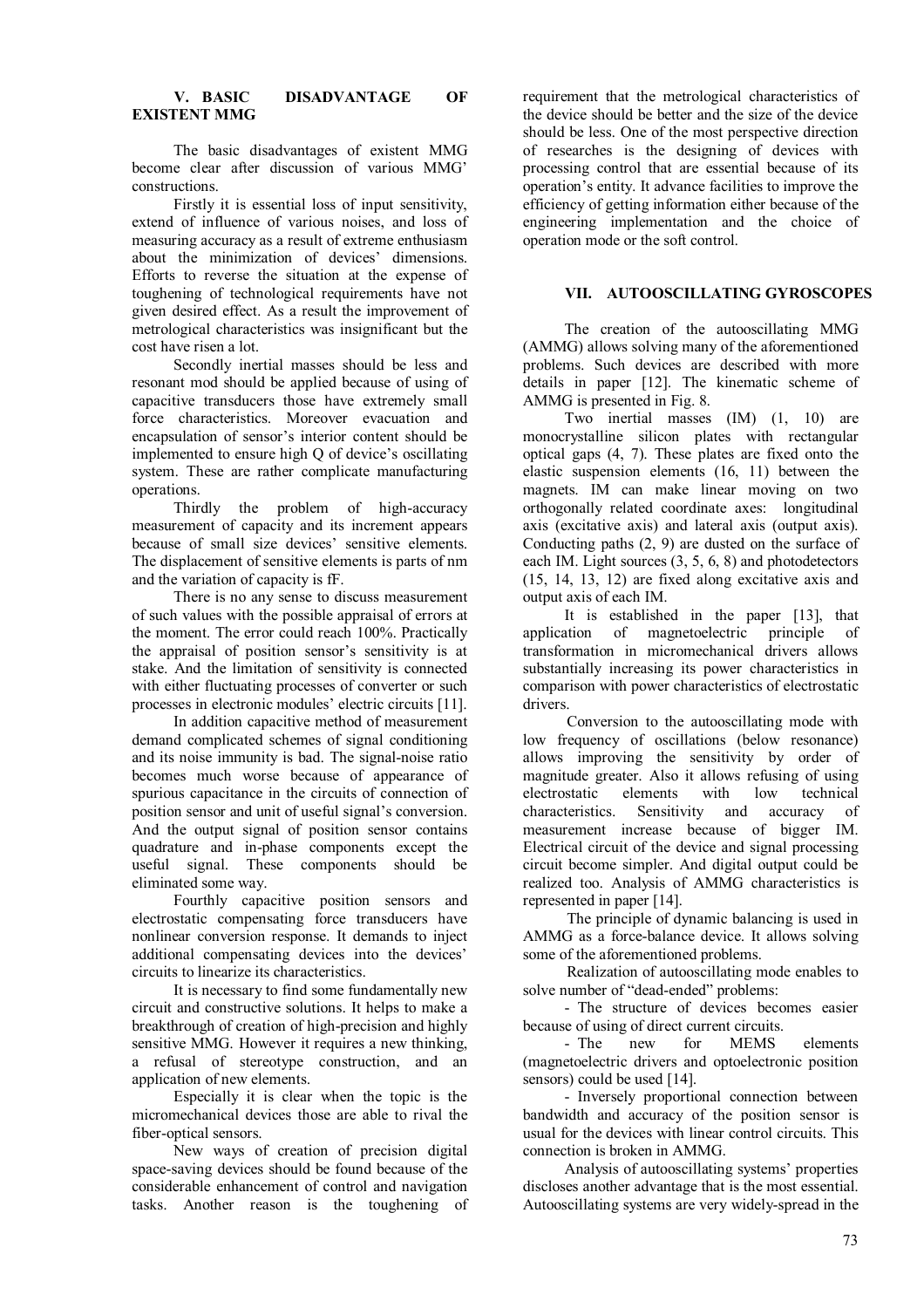## V. BASIC DISADVANTAGE OF EXISTENT MMG

The basic disadvantages of existent MMG become clear after discussion of various MMG' constructions.

Firstly it is essential loss of input sensitivity, extend of influence of various noises, and loss of measuring accuracy as a result of extreme enthusiasm about the minimization of devices' dimensions. Efforts to reverse the situation at the expense of toughening of technological requirements have not given desired effect. As a result the improvement of metrological characteristics was insignificant but the cost have risen a lot.

Secondly inertial masses should be less and resonant mod should be applied because of using of capacitive transducers those have extremely small force characteristics. Moreover evacuation and encapsulation of sensor's interior content should be implemented to ensure high Q of device's oscillating system. These are rather complicate manufacturing operations.

Thirdly the problem of high-accuracy measurement of capacity and its increment appears because of small size devices' sensitive elements. The displacement of sensitive elements is parts of nm and the variation of capacity is fF.

There is no any sense to discuss measurement of such values with the possible appraisal of errors at the moment. The error could reach 100%. Practically the appraisal of position sensor's sensitivity is at stake. And the limitation of sensitivity is connected with either fluctuating processes of converter or such processes in electronic modules' electric circuits [11].

In addition capacitive method of measurement demand complicated schemes of signal conditioning and its noise immunity is bad. The signal-noise ratio becomes much worse because of appearance of spurious capacitance in the circuits of connection of position sensor and unit of useful signal's conversion. And the output signal of position sensor contains quadrature and in-phase components except the useful signal. These components should be eliminated some way.

Fourthly capacitive position sensors and electrostatic compensating force transducers have nonlinear conversion response. It demands to inject additional compensating devices into the devices' circuits to linearize its characteristics.

It is necessary to find some fundamentally new circuit and constructive solutions. It helps to make a breakthrough of creation of high-precision and highly sensitive MMG. However it requires a new thinking, a refusal of stereotype construction, and an application of new elements.

Especially it is clear when the topic is the micromechanical devices those are able to rival the fiber-optical sensors.

New ways of creation of precision digital space-saving devices should be found because of the considerable enhancement of control and navigation tasks. Another reason is the toughening of requirement that the metrological characteristics of the device should be better and the size of the device should be less. One of the most perspective direction of researches is the designing of devices with processing control that are essential because of its operation's entity. It advance facilities to improve the efficiency of getting information either because of the engineering implementation and the choice of operation mode or the soft control.

## VII. AUTOOSCILLATING GYROSCOPES

The creation of the autooscillating MMG (AMMG) allows solving many of the aforementioned problems. Such devices are described with more details in paper [12]. The kinematic scheme of AMMG is presented in Fig. 8.

Two inertial masses (IM) (1, 10) are monocrystalline silicon plates with rectangular optical gaps (4, 7). These plates are fixed onto the elastic suspension elements (16, 11) between the magnets. IM can make linear moving on two orthogonally related coordinate axes: longitudinal axis (excitative axis) and lateral axis (output axis). Conducting paths (2, 9) are dusted on the surface of each IM. Light sources (3, 5, 6, 8) and photodetectors (15, 14, 13, 12) are fixed along excitative axis and output axis of each IM.

It is established in the paper [13], that application of magnetoelectric principle of transformation in micromechanical drivers allows substantially increasing its power characteristics in comparison with power characteristics of electrostatic drivers.

Conversion to the autooscillating mode with low frequency of oscillations (below resonance) allows improving the sensitivity by order of magnitude greater. Also it allows refusing of using electrostatic elements with low technical characteristics. Sensitivity and accuracy of measurement increase because of bigger IM. Electrical circuit of the device and signal processing circuit become simpler. And digital output could be realized too. Analysis of AMMG characteristics is represented in paper [14].

The principle of dynamic balancing is used in AMMG as a force-balance device. It allows solving some of the aforementioned problems.

Realization of autooscillating mode enables to solve number of "dead-ended" problems:

- The structure of devices becomes easier because of using of direct current circuits.
- The new for MEMS elements (magnetoelectric drivers and optoelectronic position sensors) could be used [14].
- Inversely proportional connection between bandwidth and accuracy of the position sensor is usual for the devices with linear control circuits. This connection is broken in AMMG.

Analysis of autooscillating systems' properties discloses another advantage that is the most essential. Autooscillating systems are very widely-spread in the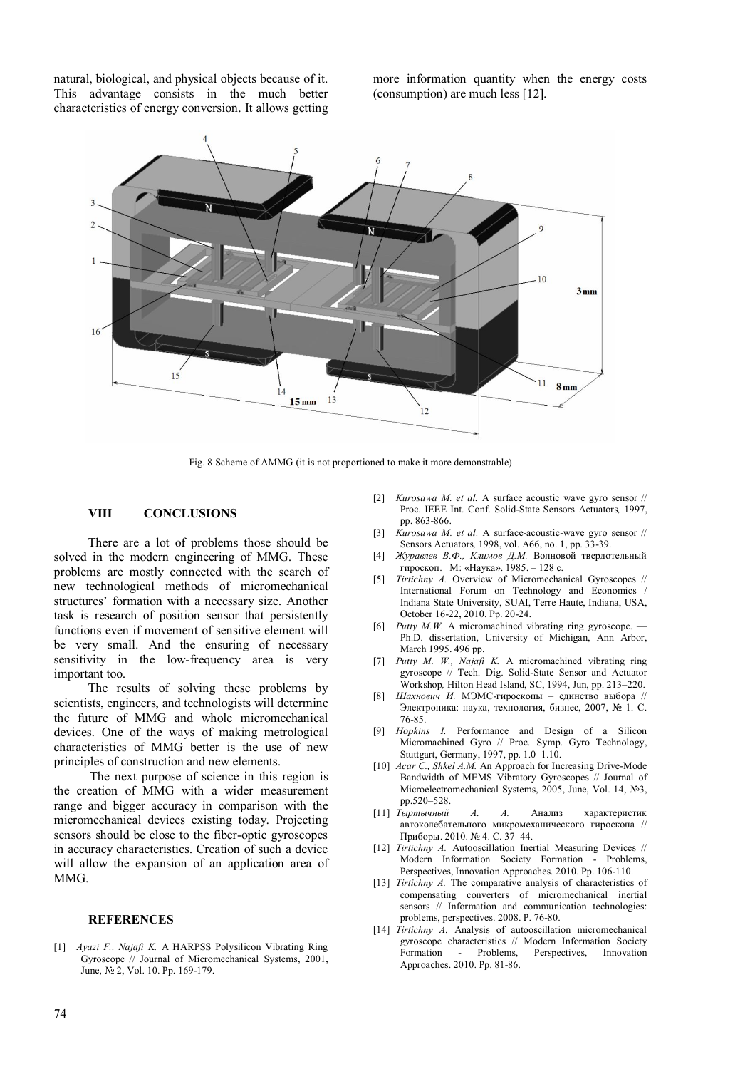natural, biological, and physical objects because of it. This advantage consists in the much better characteristics of energy conversion. It allows getting more information quantity when the energy costs (consumption) are much less [12].

N
N
S
S
3mm
8mm
15mm
1
2
3
4
5
6
7
8
9
10
11
12
13
14
15
16

Fig. 8 Scheme of AMMG (it is not proportioned to make it more demonstrable)

## VIII CONCLUSIONS

There are a lot of problems those should be solved in the modern engineering of MMG. These problems are mostly connected with the search of new technological methods of micromechanical structures' formation with a necessary size. Another task is research of position sensor that persistently functions even if movement of sensitive element will be very small. And the ensuring of necessary sensitivity in the low-frequency area is very important too.

The results of solving these problems by scientists, engineers, and technologists will determine the future of MMG and whole micromechanical devices. One of the ways of making metrological characteristics of MMG better is the use of new principles of construction and new elements.

The next purpose of science in this region is the creation of MMG with a wider measurement range and bigger accuracy in comparison with the micromechanical devices existing today. Projecting sensors should be close to the fiber-optic gyroscopes in accuracy characteristics. Creation of such a device will allow the expansion of an application area of MMG.

## REFERENCES

[1] *Ayazi F., Najafi K.* A HARPSS Polysilicon Vibrating Ring Gyroscope // Journal of Micromechanical Systems, 2001, June, № 2, Vol. 10. Pp. 169-179.

[2] *Kurosawa M. et al.* A surface acoustic wave gyro sensor // Proc. IEEE Int. Conf. Solid-State Sensors Actuators, 1997, pp. 863-866.

[3] *Kurosawa M. et al.* A surface-acoustic-wave gyro sensor // Sensors Actuators, 1998, vol. A66, no. 1, pp. 33-39.

[4] *Журавлев В.Ф., Климов Д.М.* Волновой твердотельный гироскоп. М: «Наука». 1985. – 128 с.

[5] *Tirtichny A.* Overview of Micromechanical Gyroscopes // International Forum on Technology and Economics / Indiana State University, SUAI, Terre Haute, Indiana, USA, October 16-22, 2010. Pp. 20-24.

[6] *Putty M.W.* A micromachined vibrating ring gyroscope. — Ph.D. dissertation, University of Michigan, Ann Arbor, March 1995. 496 pp.

[7] *Putty M. W., Najafi K.* A micromachined vibrating ring gyroscope // Tech. Dig. Solid-State Sensor and Actuator Workshop, Hilton Head Island, SC, 1994, Jun, pp. 213–220.

[8] *Шахнович И.* МЭМС-гироскопы – единство выбора // Электроника: наука, технология, бизнес, 2007, № 1. С. 76-85.

[9] *Hopkins I.* Performance and Design of a Silicon Micromachined Gyro // Proc. Symp. Gyro Technology, Stuttgart, Germany, 1997, pp. 1.0–1.10.

[10] *Acar C., Shkel A.M.* An Approach for Increasing Drive-Mode Bandwidth of MEMS Vibratory Gyroscopes // Journal of Microelectromechanical Systems, 2005, June, Vol. 14, №3, pp.520–528.

[11] *Тыртычный А. А.* Анализ характеристик автоколебательного микромеханического гироскопа // Приборы. 2010. № 4. С. 37–44.

[12] *Tirtichny A.* Autooscillation Inertial Measuring Devices // Modern Information Society Formation - Problems, Perspectives, Innovation Approaches. 2010. Pp. 106-110.

[13] *Tirtichny A.* The comparative analysis of characteristics of compensating converters of micromechanical inertial sensors // Information and communication technologies: problems, perspectives. 2008. P. 76-80.

[14] *Tirtichny A.* Analysis of autooscillation micromechanical gyroscope characteristics // Modern Information Society Formation - Problems, Perspectives, Innovation Approaches. 2010. Pp. 81-86.